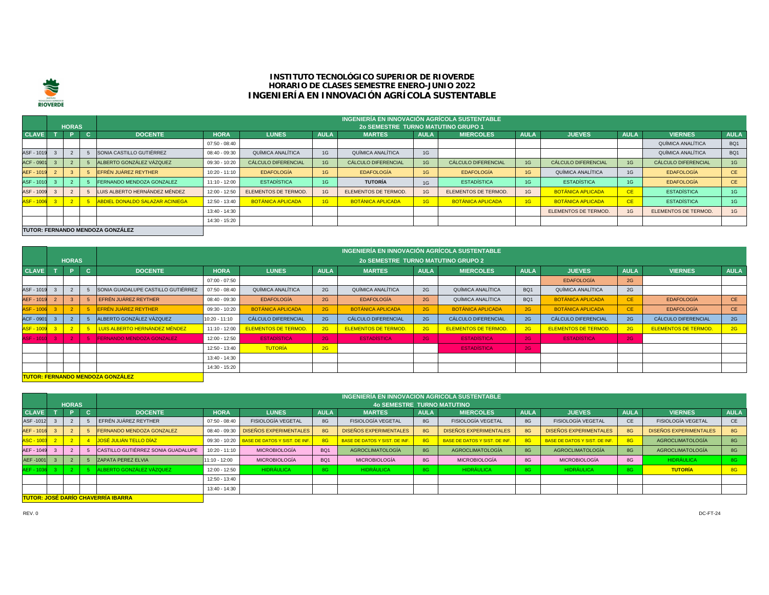# INSTITUTO TECNOLÓGICO SUPERIOR DE RIOVERDE
## HORARIO DE CLASES SEMESTRE ENERO-JUNIO 2022
## INGENIERÍA EN INNOVACIÓN AGRÍCOLA SUSTENTABLE

**INGENIERÍA EN INNOVACIÓN AGRÍCOLA SUSTENTABLE — 2o SEMESTRE TURNO MATUTINO GRUPO 1**

| CLAVE | T | P | C | DOCENTE | HORA | LUNES | AULA | MARTES | AULA | MIERCOLES | AULA | JUEVES | AULA | VIERNES | AULA |
|---|---|---|---|---|---|---|---|---|---|---|---|---|---|---|---|
| | | | | | 07:50 - 08:40 | | | | | | | | | QUÍMICA ANALÍTICA | BQ1 |
| ASF - 1019 | 3 | 2 | 5 | SONIA CASTILLO GUTIÉRREZ | 08:40 - 09:30 | QUÍMICA ANALÍTICA | 1G | QUÍMICA ANALÍTICA | 1G | | | | | QUÍMICA ANALÍTICA | BQ1 |
| ACF - 0901 | 3 | 2 | 5 | ALBERTO GONZÁLEZ VÁZQUEZ | 09:30 - 10:20 | CÁLCULO DIFERENCIAL | 1G | CÁLCULO DIFERENCIAL | 1G | CÁLCULO DIFERENCIAL | 1G | CÁLCULO DIFERENCIAL | 1G | CÁLCULO DIFERENCIAL | 1G |
| AEF - 1019 | 2 | 3 | 5 | EFRÉN JUÁREZ REYTHER | 10:20 - 11:10 | EDAFOLOGÍA | 1G | EDAFOLOGÍA | 1G | EDAFOLOGÍA | 1G | QUÍMICA ANALÍTICA | 1G | EDAFOLOGÍA | CE |
| ASF - 1010 | 3 | 2 | 5 | FERNANDO MENDOZA GONZALEZ | 11:10 - 12:00 | ESTADÍSTICA | 1G | **TUTORÍA** | 1G | ESTADÍSTICA | 1G | ESTADÍSTICA | 1G | EDAFOLOGÍA | CE |
| ASF - 1009 | 3 | 2 | 5 | LUIS ALBERTO HERNÁNDEZ MÉNDEZ | 12:00 - 12:50 | ELEMENTOS DE TERMOD. | 1G | ELEMENTOS DE TERMOD. | 1G | ELEMENTOS DE TERMOD. | 1G | BOTÁNICA APLICADA | CE | ESTADÍSTICA | 1G |
| ASF - 1006 | 3 | 2 | 5 | ABDIEL DONALDO SALAZAR ACINIEGA | 12:50 - 13:40 | BOTÁNICA APLICADA | 1G | BOTÁNICA APLICADA | 1G | BOTÁNICA APLICADA | 1G | BOTÁNICA APLICADA | CE | ESTADÍSTICA | 1G |
| | | | | | 13:40 - 14:30 | | | | | | | ELEMENTOS DE TERMOD. | 1G | ELEMENTOS DE TERMOD. | 1G |
| | | | | | 14:30 - 15:20 | | | | | | | | | | |

**TUTOR: FERNANDO MENDOZA GONZÁLEZ**

**INGENIERÍA EN INNOVACIÓN AGRÍCOLA SUSTENTABLE — 2o SEMESTRE TURNO MATUTINO GRUPO 2**

| CLAVE | T | P | C | DOCENTE | HORA | LUNES | AULA | MARTES | AULA | MIERCOLES | AULA | JUEVES | AULA | VIERNES | AULA |
|---|---|---|---|---|---|---|---|---|---|---|---|---|---|---|---|
| | | | | | 07:00 - 07:50 | | | | | | | EDAFOLOGÍA | 2G | | |
| ASF - 1019 | 3 | 2 | 5 | SONIA GUADALUPE CASTILLO GUTIÉRREZ | 07:50 - 08:40 | QUÍMICA ANALÍTICA | 2G | QUÍMICA ANALÍTICA | 2G | QUÍMICA ANALÍTICA | BQ1 | QUÍMICA ANALÍTICA | 2G | | |
| AEF - 1019 | 2 | 3 | 5 | EFRÉN JUÁREZ REYTHER | 08:40 - 09:30 | EDAFOLOGÍA | 2G | EDAFOLOGÍA | 2G | QUÍMICA ANALÍTICA | BQ1 | BOTÁNICA APLICADA | CE | EDAFOLOGÍA | CE |
| ASF - 1006 | 3 | 2 | 5 | EFRÉN JUÁREZ REYTHER | 09:30 - 10:20 | BOTÁNICA APLICADA | 2G | BOTÁNICA APLICADA | 2G | BOTÁNICA APLICADA | 2G | BOTÁNICA APLICADA | CE | EDAFOLOGÍA | CE |
| ACF - 0901 | 3 | 2 | 5 | ALBERTO GONZÁLEZ VÁZQUEZ | 10:20 - 11:10 | CÁLCULO DIFERENCIAL | 2G | CÁLCULO DIFERENCIAL | 2G | CÁLCULO DIFERENCIAL | 2G | CÁLCULO DIFERENCIAL | 2G | CÁLCULO DIFERENCIAL | 2G |
| ASF - 1009 | 3 | 2 | 5 | LUIS ALBERTO HERNÁNDEZ MÉNDEZ | 11:10 - 12:00 | ELEMENTOS DE TERMOD. | 2G | ELEMENTOS DE TERMOD. | 2G | ELEMENTOS DE TERMOD. | 2G | ELEMENTOS DE TERMOD. | 2G | ELEMENTOS DE TERMOD. | 2G |
| ASF - 1010 | 3 | 2 | 5 | FERNANDO MENDOZA GONZALEZ | 12:00 - 12:50 | ESTADÍSTICA | 2G | ESTADÍSTICA | 2G | ESTADÍSTICA | 2G | ESTADÍSTICA | 2G | | |
| | | | | | 12:50 - 13:40 | TUTORÍA | 2G | | | ESTADÍSTICA | 2G | | | | |
| | | | | | 13:40 - 14:30 | | | | | | | | | | |
| | | | | | 14:30 - 15:20 | | | | | | | | | | |

**TUTOR: FERNANDO MENDOZA GONZÁLEZ**

**INGENIERÍA EN INNOVACION AGRICOLA SUSTENTABLE — 4o SEMESTRE TURNO MATUTINO**

| CLAVE | T | P | C | DOCENTE | HORA | LUNES | AULA | MARTES | AULA | MIERCOLES | AULA | JUEVES | AULA | VIERNES | AULA |
|---|---|---|---|---|---|---|---|---|---|---|---|---|---|---|---|
| ASF -1012 | 3 | 2 | 5 | EFRÉN JUÁREZ REYTHER | 07:50 - 08:40 | FISIOLOGÍA VEGETAL | 8G | FISIOLOGÍA VEGETAL | 8G | FISIOLOGÍA VEGETAL | 8G | FISIOLOGÍA VEGETAL | CE | FISIOLOGÍA VEGETAL | CE |
| AEF - 1016 | 3 | 2 | 5 | FERNANDO MENDOZA GONZALEZ | 08:40 - 09:30 | DISEÑOS EXPERIMENTALES | 8G | DISEÑOS EXPERIMENTALES | 8G | DISEÑOS EXPERIMENTALES | 8G | DISEÑOS EXPERIMENTALES | 8G | DISEÑOS EXPERIMENTALES | 8G |
| ASC - 1003 | 2 | 2 | 4 | JOSÉ JULIÁN TELLO DÍAZ | 09:30 - 10:20 | BASE DE DATOS Y SIST. DE INF. | 8G | BASE DE DATOS Y SIST. DE INF. | 8G | BASE DE DATOS Y SIST. DE INF. | 8G | BASE DE DATOS Y SIST. DE INF. | 8G | AGROCLIMATOLOGÍA | 8G |
| AEF - 1049 | 3 | 2 | 5 | CASTILLO GUTIÉRREZ SONIA GUADALUPE | 10:20 - 11:10 | MICROBIOLOGÍA | BQ1 | AGROCLIMATOLOGÍA | 8G | AGROCLIMATOLOGÍA | 8G | AGROCLIMATOLOGÍA | 8G | AGROCLIMATOLOGÍA | 8G |
| AEF -1001 | 3 | 2 | 5 | ZAPATA PEREZ ELVIA | 11:10 - 12:00 | MICROBIOLOGÍA | BQ1 | MICROBIOLOGÍA | 8G | MICROBIOLOGÍA | 8G | MICROBIOLOGÍA | 8G | HIDRÁULICA | 8G |
| AEF - 1036 | 3 | 2 | 5 | ALBERTO GONZÁLEZ VÁZQUEZ | 12:00 - 12:50 | HIDRÁULICA | 8G | HIDRÁULICA | 8G | HIDRÁULICA | 8G | HIDRÁULICA | 8G | **TUTORÍA** | 8G |
| | | | | | 12:50 - 13:40 | | | | | | | | | | |
| | | | | | 13:40 - 14:30 | | | | | | | | | | |

**TUTOR: JOSÉ DARÍO CHAVERRÍA IBARRA**

REV. 0 DC-FT-24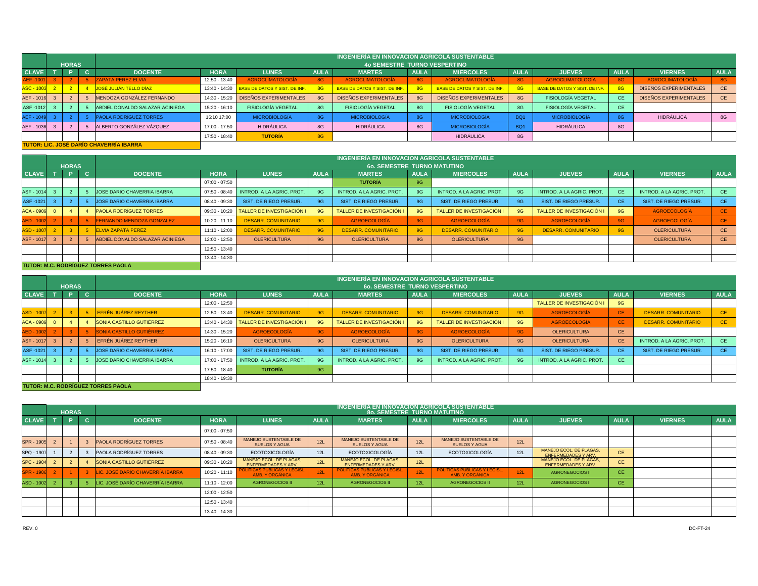## INGENIERÍA EN INNOVACION AGRICOLA SUSTENTABLE
### 4o SEMESTRE TURNO VESPERTINO

| CLAVE | T | P | C | DOCENTE | HORA | LUNES | AULA | MARTES | AULA | MIERCOLES | AULA | JUEVES | AULA | VIERNES | AULA |
|---|---|---|---|---|---|---|---|---|---|---|---|---|---|---|---|
| AEF -1001 | 3 | 2 | 5 | ZAPATA PEREZ ELVIA | 12:50 - 13:40 | AGROCLIMATOLOGÍA | 8G | AGROCLIMATOLOGÍA | 8G | AGROCLIMATOLOGÍA | 8G | AGROCLIMATOLOGÍA | 8G | AGROCLIMATOLOGÍA | 8G |
| ASC - 1003 | 2 | 2 | 4 | JOSÉ JULIÁN TELLO DÍAZ | 13:40 - 14:30 | BASE DE DATOS Y SIST. DE INF. | 8G | BASE DE DATOS Y SIST. DE INF. | 8G | BASE DE DATOS Y SIST. DE INF. | 8G | BASE DE DATOS Y SIST. DE INF. | 8G | DISEÑOS EXPERIMENTALES | CE |
| AEF - 1016 | 3 | 2 | 5 | MENDOZA GONZÁLEZ FERNANDO | 14:30 - 15:20 | DISEÑOS EXPERIMENTALES | 8G | DISEÑOS EXPERIMENTALES | 8G | DISEÑOS EXPERIMENTALES | 8G | FISIOLOGÍA VEGETAL | CE | DISEÑOS EXPERIMENTALES | CE |
| ASF -1012 | 3 | 2 | 5 | ABDIEL DONALDO SALAZAR ACINIEGA | 15:20 - 16:10 | FISIOLOGÍA VEGETAL | 8G | FISIOLOGÍA VEGETAL | 8G | FISIOLOGÍA VEGETAL | 8G | FISIOLOGÍA VEGETAL | CE | | |
| AEF - 1049 | 3 | 2 | 5 | PAOLA RODRÍGUEZ TORRES | 16:10 17:00 | MICROBIOLOGÍA | 8G | MICROBIOLOGÍA | 8G | MICROBIOLOGÍA | BQ1 | MICROBIOLOGÍA | 8G | HIDRÁULICA | 8G |
| AEF - 1036 | 3 | 2 | 5 | ALBERTO GONZÁLEZ VÁZQUEZ | 17:00 - 17:50 | HIDRÁULICA | 8G | HIDRÁULICA | 8G | MICROBIOLOGÍA | BQ1 | HIDRÁULICA | 8G | | |
| | | | | | 17:50 - 18:40 | TUTORÍA | 8G | | | HIDRÁULICA | 8G | | | | |

**TUTOR: LIC. JOSÉ DARÍO CHAVERRÍA IBARRA**

## INGENIERÍA EN INNOVACION AGRICOLA SUSTENTABLE
### 6o. SEMESTRE TURNO MATUTINO

| CLAVE | T | P | C | DOCENTE | HORA | LUNES | AULA | MARTES | AULA | MIERCOLES | AULA | JUEVES | AULA | VIERNES | AULA |
|---|---|---|---|---|---|---|---|---|---|---|---|---|---|---|---|
| | | | | | 07:00 - 07:50 | | | TUTORÍA | 9G | | | | | | |
| ASF - 1014 | 3 | 2 | 5 | JOSE DARIO CHAVERRIA IBARRA | 07:50 - 08:40 | INTROD. A LA AGRIC. PROT. | 9G | INTROD. A LA AGRIC. PROT. | 9G | INTROD. A LA AGRIC. PROT. | 9G | INTROD. A LA AGRIC. PROT. | CE | INTROD. A LA AGRIC. PROT. | CE |
| ASF -1021 | 3 | 2 | 5 | JOSE DARIO CHAVERRIA IBARRA | 08:40 - 09:30 | SIST. DE RIEGO PRESUR. | 9G | SIST. DE RIEGO PRESUR. | 9G | SIST. DE RIEGO PRESUR. | 9G | SIST. DE RIEGO PRESUR. | CE | SIST. DE RIEGO PRESUR. | CE |
| ACA - 0909 | 0 | 4 | 4 | PAOLA RODRÍGUEZ TORRES | 09:30 - 10:20 | TALLER DE INVESTIGACIÓN I | 9G | TALLER DE INVESTIGACIÓN I | 9G | TALLER DE INVESTIGACIÓN I | 9G | TALLER DE INVESTIGACIÓN I | 9G | AGROECOLOGÍA | CE |
| AED - 1002 | 2 | 3 | 5 | FERNANDO MENDOZA GONZALEZ | 10:20 - 11:10 | DESARR. COMUNITARIO | 9G | AGROECOLOGÍA | 9G | AGROECOLOGÍA | 9G | AGROECOLOGÍA | 9G | AGROECOLOGÍA | CE |
| ASD - 1007 | 2 | 3 | 5 | ELVIA ZAPATA PEREZ | 11:10 - 12:00 | DESARR. COMUNITARIO | 9G | DESARR. COMUNITARIO | 9G | DESARR. COMUNITARIO | 9G | DESARR. COMUNITARIO | 9G | OLERICULTURA | CE |
| ASF - 1017 | 3 | 2 | 5 | ABDIEL DONALDO SALAZAR ACINIEGA | 12:00 - 12:50 | OLERICULTURA | 9G | OLERICULTURA | 9G | OLERICULTURA | 9G | | | OLERICULTURA | CE |
| | | | | | 12:50 - 13:40 | | | | | | | | | | |
| | | | | | 13:40 - 14:30 | | | | | | | | | | |

**TUTOR: M.C. RODRÍGUEZ TORRES PAOLA**

## INGENIERÍA EN INNOVACION AGRICOLA SUSTENTABLE
### 6o. SEMESTRE TURNO VESPERTINO

| CLAVE | T | P | C | DOCENTE | HORA | LUNES | AULA | MARTES | AULA | MIERCOLES | AULA | JUEVES | AULA | VIERNES | AULA |
|---|---|---|---|---|---|---|---|---|---|---|---|---|---|---|---|
| | | | | | 12:00 - 12:50 | | | | | | | TALLER DE INVESTIGACIÓN I | 9G | | |
| ASD - 1007 | 2 | 3 | 5 | EFRÉN JUÁREZ REYTHER | 12:50 - 13:40 | DESARR. COMUNITARIO | 9G | DESARR. COMUNITARIO | 9G | DESARR. COMUNITARIO | 9G | AGROECOLOGÍA | CE | DESARR. COMUNITARIO | CE |
| ACA - 0909 | 0 | 4 | 4 | SONIA CASTILLO GUTIÉRREZ | 13:40 - 14:30 | TALLER DE INVESTIGACIÓN I | 9G | TALLER DE INVESTIGACIÓN I | 9G | TALLER DE INVESTIGACIÓN I | 9G | AGROECOLOGÍA | CE | DESARR. COMUNITARIO | CE |
| AED - 1002 | 2 | 3 | 5 | SONIA CASTILLO GUTIÉRREZ | 14:30 - 15:20 | AGROECOLOGÍA | 9G | AGROECOLOGÍA | 9G | AGROECOLOGÍA | 9G | OLERICULTURA | CE | | |
| ASF - 1017 | 3 | 2 | 5 | EFRÉN JUÁREZ REYTHER | 15:20 - 16:10 | OLERICULTURA | 9G | OLERICULTURA | 9G | OLERICULTURA | 9G | OLERICULTURA | CE | INTROD. A LA AGRIC. PROT. | CE |
| ASF -1021 | 3 | 2 | 5 | JOSE DARIO CHAVERRIA IBARRA | 16:10 - 17:00 | SIST. DE RIEGO PRESUR. | 9G | SIST. DE RIEGO PRESUR. | 9G | SIST. DE RIEGO PRESUR. | 9G | SIST. DE RIEGO PRESUR. | CE | SIST. DE RIEGO PRESUR. | CE |
| ASF - 1014 | 3 | 2 | 5 | JOSE DARIO CHAVERRIA IBARRA | 17:00 - 17:50 | INTROD. A LA AGRIC. PROT. | 9G | INTROD. A LA AGRIC. PROT. | 9G | INTROD. A LA AGRIC. PROT. | 9G | INTROD. A LA AGRIC. PROT. | CE | | |
| | | | | | 17:50 - 18:40 | TUTORÍA | 9G | | | | | | | | |
| | | | | | 18:40 - 19:30 | | | | | | | | | | |

**TUTOR: M.C. RODRÍGUEZ TORRES PAOLA**

## INGENIERÍA EN INNOVACION AGRICOLA SUSTENTABLE
### 8o. SEMESTRE TURNO MATUTINO

| CLAVE | T | P | C | DOCENTE | HORA | LUNES | AULA | MARTES | AULA | MIERCOLES | AULA | JUEVES | AULA | VIERNES | AULA |
|---|---|---|---|---|---|---|---|---|---|---|---|---|---|---|---|
| | | | | | 07:00 - 07:50 | | | | | | | | | | |
| SPR - 1905 | 2 | 1 | 3 | PAOLA RODRÍGUEZ TORRES | 07:50 - 08:40 | MANEJO SUSTENTABLE DE SUELOS Y AGUA | 12L | MANEJO SUSTENTABLE DE SUELOS Y AGUA | 12L | MANEJO SUSTENTABLE DE SUELOS Y AGUA | 12L | | | | |
| SPQ - 1907 | 1 | 2 | 3 | PAOLA RODRÍGUEZ TORRES | 08:40 - 09:30 | ECOTOXICOLOGÍA | 12L | ECOTOXICOLOGÍA | 12L | ECOTOXICOLOGÍA | 12L | MANEJO ECOL. DE PLAGAS, ENFERMEDADES Y ARV. | CE | | |
| SPC - 1904 | 2 | 2 | 4 | SONIA CASTILLO GUTIÉRREZ | 09:30 - 10:20 | MANEJO ECOL. DE PLAGAS, ENFERMEDADES Y ARV. | 12L | MANEJO ECOL. DE PLAGAS, ENFERMEDADES Y ARV. | 12L | | | MANEJO ECOL. DE PLAGAS, ENFERMEDADES Y ARV. | CE | | |
| SPR - 1906 | 2 | 1 | 3 | LIC. JOSÉ DARÍO CHAVERRÍA IBARRA | 10:20 - 11:10 | POLÍTICAS PÚBLICAS Y LEGISL. AMB. Y ORGÁNICA | 12L | POLÍTICAS PÚBLICAS Y LEGISL. AMB. Y ORGÁNICA | 12L | POLÍTICAS PÚBLICAS Y LEGISL. AMB. Y ORGÁNICA | 12L | AGRONEGOCIOS II | CE | | |
| ASD - 1002 | 2 | 3 | 5 | LIC. JOSÉ DARÍO CHAVERRÍA IBARRA | 11:10 - 12:00 | AGRONEGOCIOS II | 12L | AGRONEGOCIOS II | 12L | AGRONEGOCIOS II | 12L | AGRONEGOCIOS II | CE | | |
| | | | | | 12:00 - 12:50 | | | | | | | | | | |
| | | | | | 12:50 - 13:40 | | | | | | | | | | |
| | | | | | 13:40 - 14:30 | | | | | | | | | | |

REV. 0

DC-FT-24